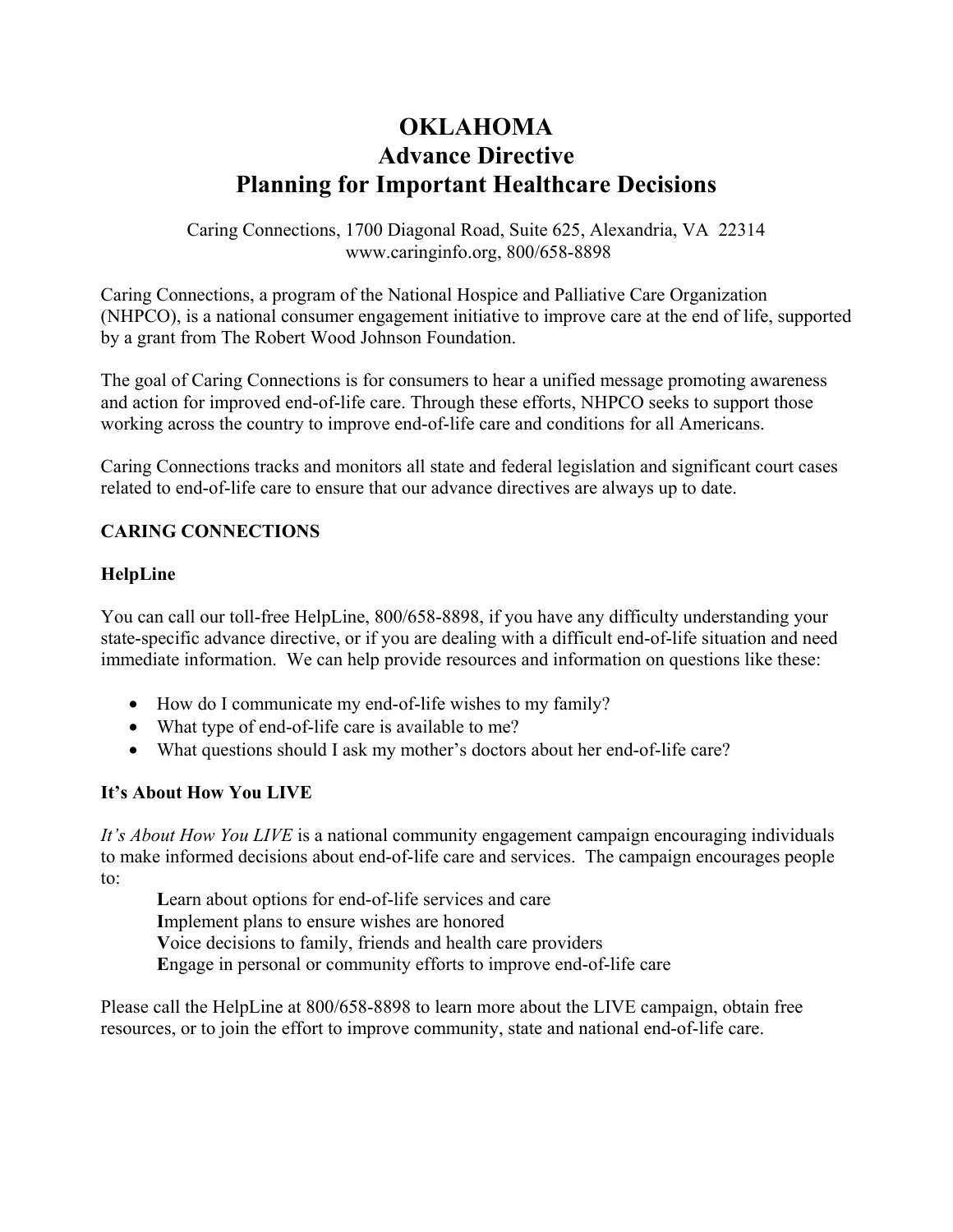# OKLAHOMA
# Advance Directive
# Planning for Important Healthcare Decisions

Caring Connections, 1700 Diagonal Road, Suite 625, Alexandria, VA 22314
www.caringinfo.org, 800/658-8898

Caring Connections, a program of the National Hospice and Palliative Care Organization (NHPCO), is a national consumer engagement initiative to improve care at the end of life, supported by a grant from The Robert Wood Johnson Foundation.

The goal of Caring Connections is for consumers to hear a unified message promoting awareness and action for improved end-of-life care. Through these efforts, NHPCO seeks to support those working across the country to improve end-of-life care and conditions for all Americans.

Caring Connections tracks and monitors all state and federal legislation and significant court cases related to end-of-life care to ensure that our advance directives are always up to date.

## CARING CONNECTIONS

### HelpLine

You can call our toll-free HelpLine, 800/658-8898, if you have any difficulty understanding your state-specific advance directive, or if you are dealing with a difficult end-of-life situation and need immediate information. We can help provide resources and information on questions like these:

- How do I communicate my end-of-life wishes to my family?
- What type of end-of-life care is available to me?
- What questions should I ask my mother's doctors about her end-of-life care?

### It's About How You LIVE

*It's About How You LIVE* is a national community engagement campaign encouraging individuals to make informed decisions about end-of-life care and services. The campaign encourages people to:

**L**earn about options for end-of-life services and care
**I**mplement plans to ensure wishes are honored
**V**oice decisions to family, friends and health care providers
**E**ngage in personal or community efforts to improve end-of-life care

Please call the HelpLine at 800/658-8898 to learn more about the LIVE campaign, obtain free resources, or to join the effort to improve community, state and national end-of-life care.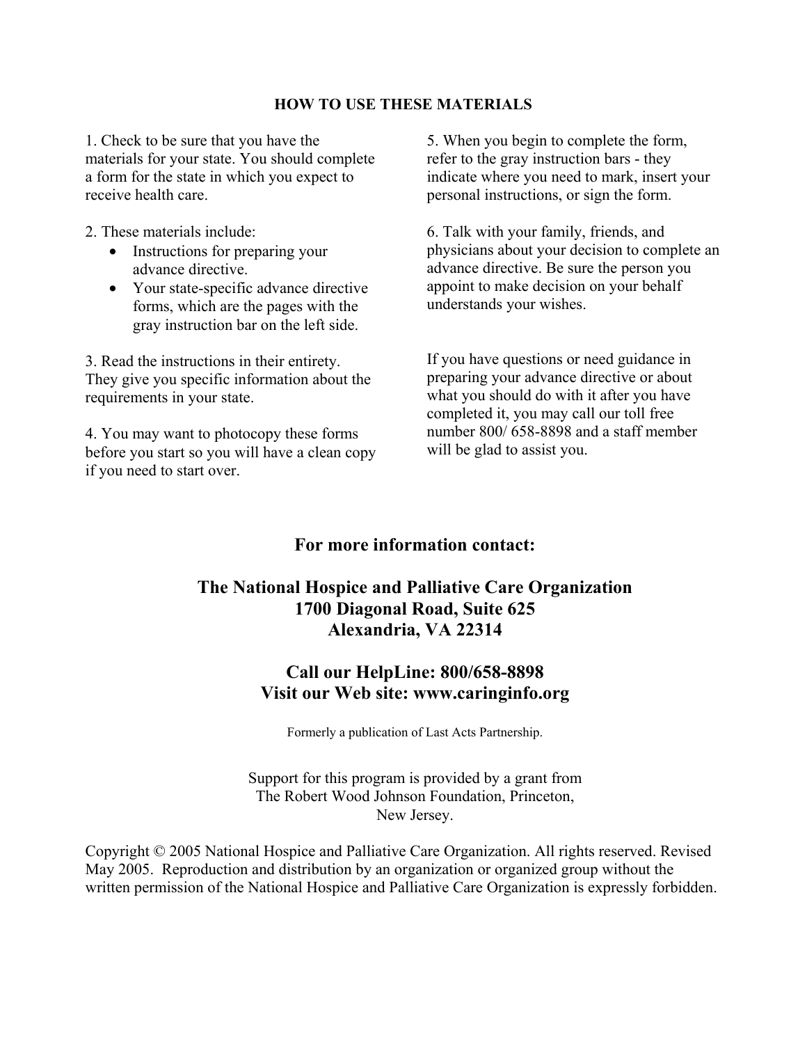## HOW TO USE THESE MATERIALS

1. Check to be sure that you have the materials for your state. You should complete a form for the state in which you expect to receive health care.

2. These materials include:
   - Instructions for preparing your advance directive.
   - Your state-specific advance directive forms, which are the pages with the gray instruction bar on the left side.

3. Read the instructions in their entirety. They give you specific information about the requirements in your state.

4. You may want to photocopy these forms before you start so you will have a clean copy if you need to start over.

5. When you begin to complete the form, refer to the gray instruction bars - they indicate where you need to mark, insert your personal instructions, or sign the form.

6. Talk with your family, friends, and physicians about your decision to complete an advance directive. Be sure the person you appoint to make decision on your behalf understands your wishes.

If you have questions or need guidance in preparing your advance directive or about what you should do with it after you have completed it, you may call our toll free number 800/ 658-8898 and a staff member will be glad to assist you.

## For more information contact:

**The National Hospice and Palliative Care Organization**
**1700 Diagonal Road, Suite 625**
**Alexandria, VA 22314**

**Call our HelpLine: 800/658-8898**
**Visit our Web site: www.caringinfo.org**

Formerly a publication of Last Acts Partnership.

Support for this program is provided by a grant from The Robert Wood Johnson Foundation, Princeton, New Jersey.

Copyright © 2005 National Hospice and Palliative Care Organization. All rights reserved. Revised May 2005. Reproduction and distribution by an organization or organized group without the written permission of the National Hospice and Palliative Care Organization is expressly forbidden.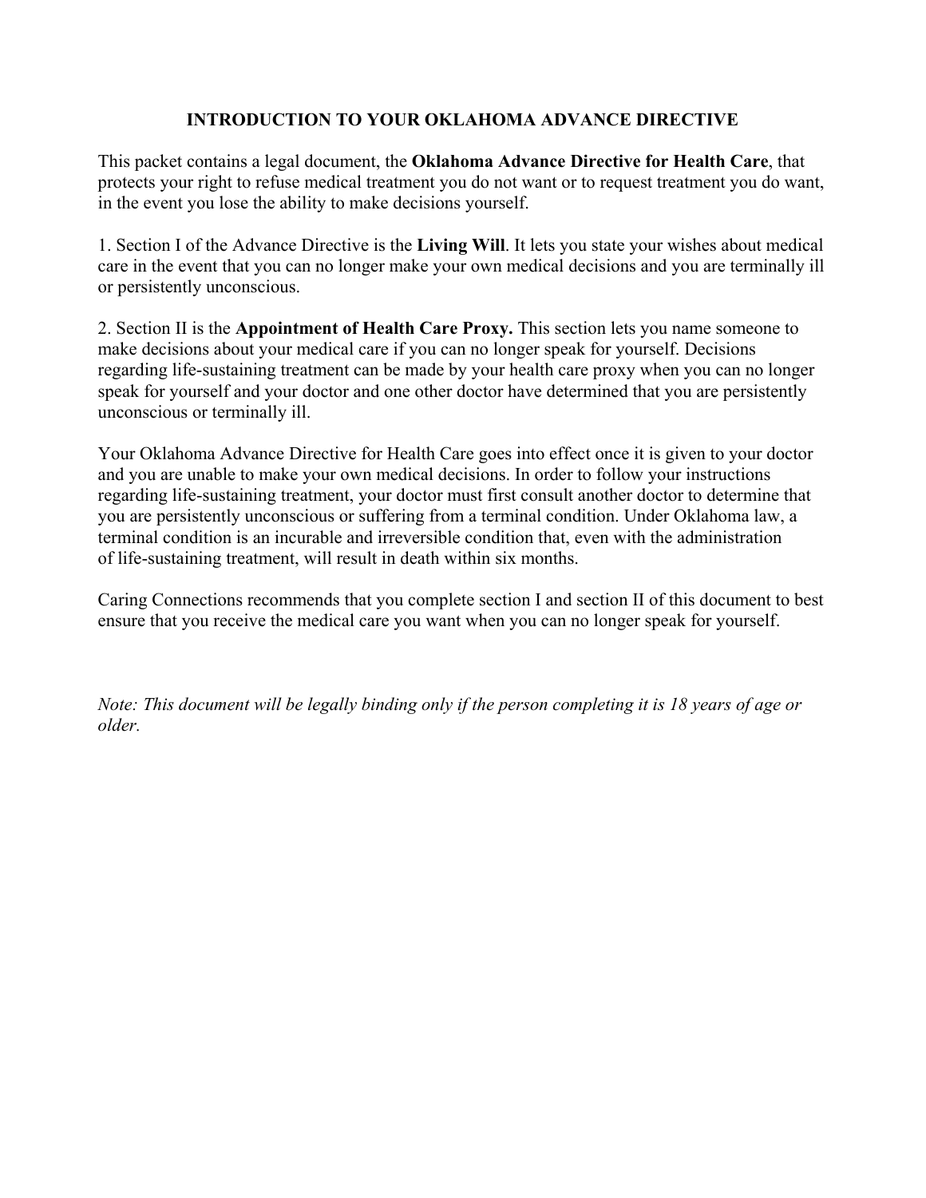# INTRODUCTION TO YOUR OKLAHOMA ADVANCE DIRECTIVE

This packet contains a legal document, the **Oklahoma Advance Directive for Health Care**, that protects your right to refuse medical treatment you do not want or to request treatment you do want, in the event you lose the ability to make decisions yourself.

1. Section I of the Advance Directive is the **Living Will**. It lets you state your wishes about medical care in the event that you can no longer make your own medical decisions and you are terminally ill or persistently unconscious.

2. Section II is the **Appointment of Health Care Proxy.** This section lets you name someone to make decisions about your medical care if you can no longer speak for yourself. Decisions regarding life-sustaining treatment can be made by your health care proxy when you can no longer speak for yourself and your doctor and one other doctor have determined that you are persistently unconscious or terminally ill.

Your Oklahoma Advance Directive for Health Care goes into effect once it is given to your doctor and you are unable to make your own medical decisions. In order to follow your instructions regarding life-sustaining treatment, your doctor must first consult another doctor to determine that you are persistently unconscious or suffering from a terminal condition. Under Oklahoma law, a terminal condition is an incurable and irreversible condition that, even with the administration of life-sustaining treatment, will result in death within six months.

Caring Connections recommends that you complete section I and section II of this document to best ensure that you receive the medical care you want when you can no longer speak for yourself.

*Note: This document will be legally binding only if the person completing it is 18 years of age or older.*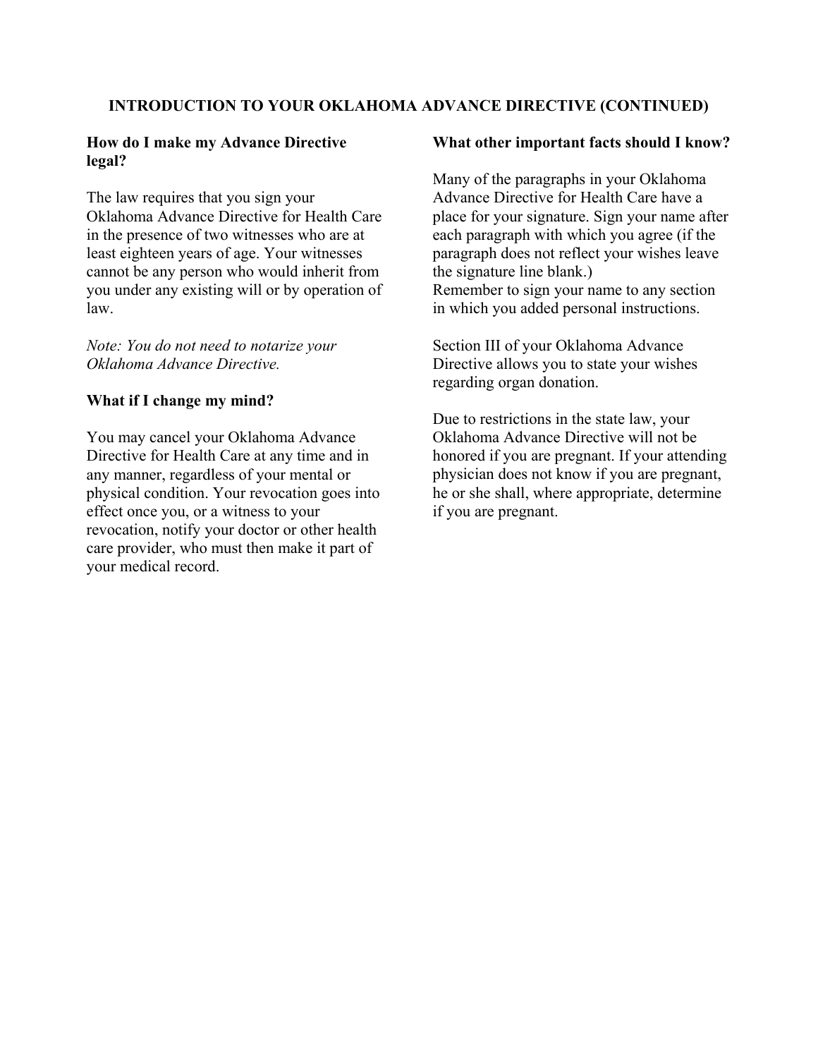## INTRODUCTION TO YOUR OKLAHOMA ADVANCE DIRECTIVE (CONTINUED)

### How do I make my Advance Directive legal?

The law requires that you sign your Oklahoma Advance Directive for Health Care in the presence of two witnesses who are at least eighteen years of age. Your witnesses cannot be any person who would inherit from you under any existing will or by operation of law.

*Note: You do not need to notarize your Oklahoma Advance Directive.*

### What if I change my mind?

You may cancel your Oklahoma Advance Directive for Health Care at any time and in any manner, regardless of your mental or physical condition. Your revocation goes into effect once you, or a witness to your revocation, notify your doctor or other health care provider, who must then make it part of your medical record.

### What other important facts should I know?

Many of the paragraphs in your Oklahoma Advance Directive for Health Care have a place for your signature. Sign your name after each paragraph with which you agree (if the paragraph does not reflect your wishes leave the signature line blank.)
Remember to sign your name to any section in which you added personal instructions.

Section III of your Oklahoma Advance Directive allows you to state your wishes regarding organ donation.

Due to restrictions in the state law, your Oklahoma Advance Directive will not be honored if you are pregnant. If your attending physician does not know if you are pregnant, he or she shall, where appropriate, determine if you are pregnant.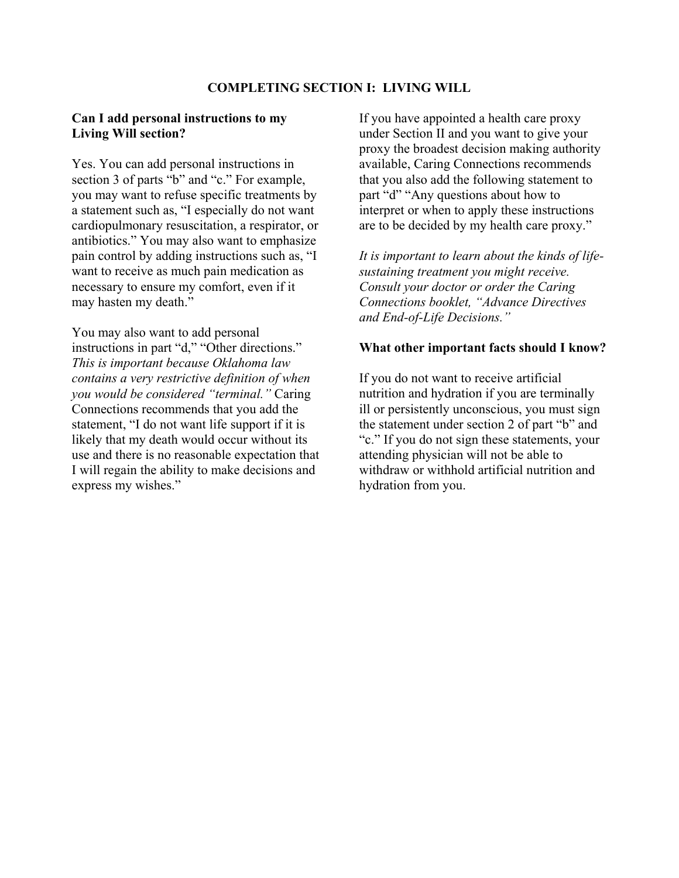## COMPLETING SECTION I: LIVING WILL

**Can I add personal instructions to my Living Will section?**

Yes. You can add personal instructions in section 3 of parts "b" and "c." For example, you may want to refuse specific treatments by a statement such as, "I especially do not want cardiopulmonary resuscitation, a respirator, or antibiotics." You may also want to emphasize pain control by adding instructions such as, "I want to receive as much pain medication as necessary to ensure my comfort, even if it may hasten my death."

You may also want to add personal instructions in part "d," "Other directions." *This is important because Oklahoma law contains a very restrictive definition of when you would be considered "terminal."* Caring Connections recommends that you add the statement, "I do not want life support if it is likely that my death would occur without its use and there is no reasonable expectation that I will regain the ability to make decisions and express my wishes."

If you have appointed a health care proxy under Section II and you want to give your proxy the broadest decision making authority available, Caring Connections recommends that you also add the following statement to part "d" "Any questions about how to interpret or when to apply these instructions are to be decided by my health care proxy."

*It is important to learn about the kinds of life-sustaining treatment you might receive. Consult your doctor or order the Caring Connections booklet, "Advance Directives and End-of-Life Decisions."*

**What other important facts should I know?**

If you do not want to receive artificial nutrition and hydration if you are terminally ill or persistently unconscious, you must sign the statement under section 2 of part "b" and "c." If you do not sign these statements, your attending physician will not be able to withdraw or withhold artificial nutrition and hydration from you.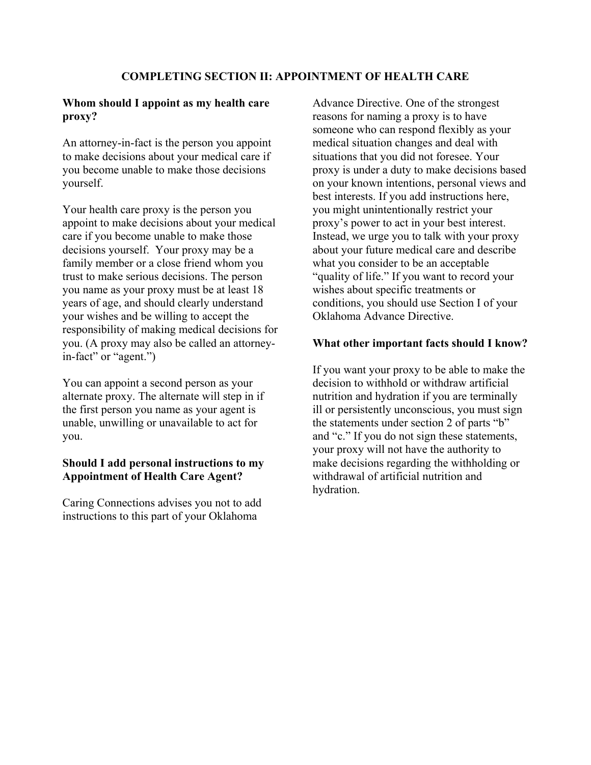## COMPLETING SECTION II: APPOINTMENT OF HEALTH CARE

**Whom should I appoint as my health care proxy?**

An attorney-in-fact is the person you appoint to make decisions about your medical care if you become unable to make those decisions yourself.

Your health care proxy is the person you appoint to make decisions about your medical care if you become unable to make those decisions yourself. Your proxy may be a family member or a close friend whom you trust to make serious decisions. The person you name as your proxy must be at least 18 years of age, and should clearly understand your wishes and be willing to accept the responsibility of making medical decisions for you. (A proxy may also be called an attorney-in-fact" or "agent.")

You can appoint a second person as your alternate proxy. The alternate will step in if the first person you name as your agent is unable, unwilling or unavailable to act for you.

**Should I add personal instructions to my Appointment of Health Care Agent?**

Caring Connections advises you not to add instructions to this part of your Oklahoma Advance Directive. One of the strongest reasons for naming a proxy is to have someone who can respond flexibly as your medical situation changes and deal with situations that you did not foresee. Your proxy is under a duty to make decisions based on your known intentions, personal views and best interests. If you add instructions here, you might unintentionally restrict your proxy's power to act in your best interest. Instead, we urge you to talk with your proxy about your future medical care and describe what you consider to be an acceptable "quality of life." If you want to record your wishes about specific treatments or conditions, you should use Section I of your Oklahoma Advance Directive.

**What other important facts should I know?**

If you want your proxy to be able to make the decision to withhold or withdraw artificial nutrition and hydration if you are terminally ill or persistently unconscious, you must sign the statements under section 2 of parts "b" and "c." If you do not sign these statements, your proxy will not have the authority to make decisions regarding the withholding or withdrawal of artificial nutrition and hydration.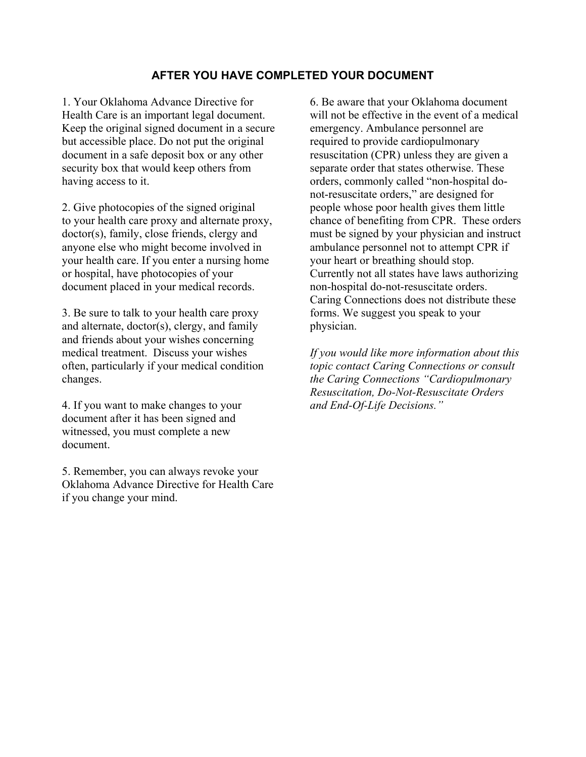## AFTER YOU HAVE COMPLETED YOUR DOCUMENT

1. Your Oklahoma Advance Directive for Health Care is an important legal document. Keep the original signed document in a secure but accessible place. Do not put the original document in a safe deposit box or any other security box that would keep others from having access to it.

2. Give photocopies of the signed original to your health care proxy and alternate proxy, doctor(s), family, close friends, clergy and anyone else who might become involved in your health care. If you enter a nursing home or hospital, have photocopies of your document placed in your medical records.

3. Be sure to talk to your health care proxy and alternate, doctor(s), clergy, and family and friends about your wishes concerning medical treatment. Discuss your wishes often, particularly if your medical condition changes.

4. If you want to make changes to your document after it has been signed and witnessed, you must complete a new document.

5. Remember, you can always revoke your Oklahoma Advance Directive for Health Care if you change your mind.

6. Be aware that your Oklahoma document will not be effective in the event of a medical emergency. Ambulance personnel are required to provide cardiopulmonary resuscitation (CPR) unless they are given a separate order that states otherwise. These orders, commonly called "non-hospital do-not-resuscitate orders," are designed for people whose poor health gives them little chance of benefiting from CPR. These orders must be signed by your physician and instruct ambulance personnel not to attempt CPR if your heart or breathing should stop. Currently not all states have laws authorizing non-hospital do-not-resuscitate orders. Caring Connections does not distribute these forms. We suggest you speak to your physician.

*If you would like more information about this topic contact Caring Connections or consult the Caring Connections "Cardiopulmonary Resuscitation, Do-Not-Resuscitate Orders and End-Of-Life Decisions."*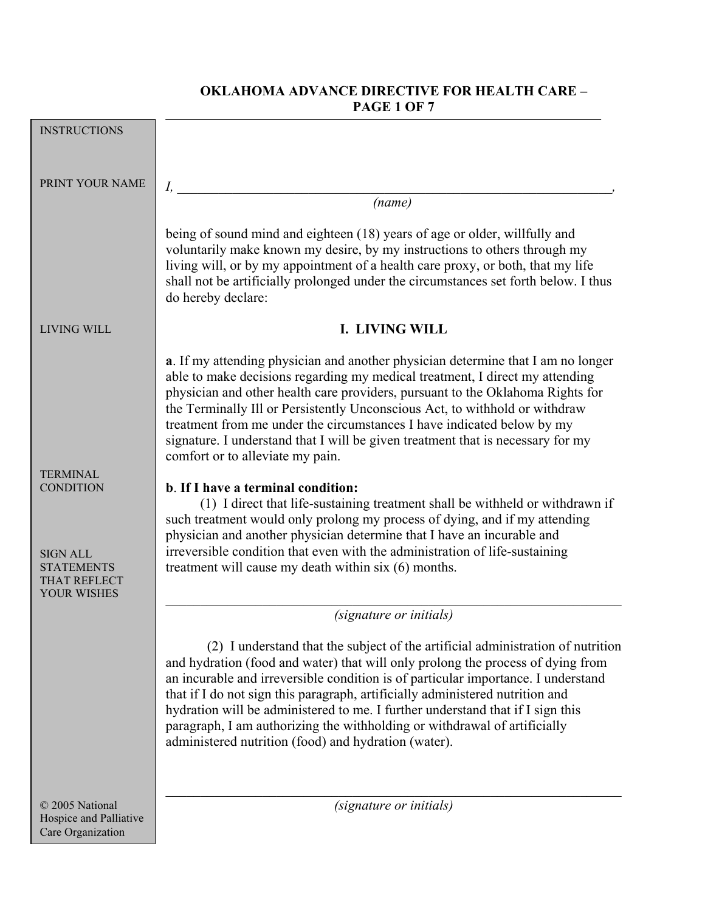# OKLAHOMA ADVANCE DIRECTIVE FOR HEALTH CARE – PAGE 1 OF 7

INSTRUCTIONS

PRINT YOUR NAME

*I,* \_\_\_\_\_\_\_\_\_\_\_\_\_\_\_\_\_\_\_\_\_\_\_\_\_\_\_\_\_\_\_\_\_\_\_\_\_\_\_\_\_\_\_\_\_\_\_\_\_\_\_\_\_\_\_\_\_\_\_\_\_\_,
*(name)*

being of sound mind and eighteen (18) years of age or older, willfully and voluntarily make known my desire, by my instructions to others through my living will, or by my appointment of a health care proxy, or both, that my life shall not be artificially prolonged under the circumstances set forth below. I thus do hereby declare:

LIVING WILL

## I. LIVING WILL

**a**. If my attending physician and another physician determine that I am no longer able to make decisions regarding my medical treatment, I direct my attending physician and other health care providers, pursuant to the Oklahoma Rights for the Terminally Ill or Persistently Unconscious Act, to withhold or withdraw treatment from me under the circumstances I have indicated below by my signature. I understand that I will be given treatment that is necessary for my comfort or to alleviate my pain.

TERMINAL CONDITION

SIGN ALL STATEMENTS THAT REFLECT YOUR WISHES

**b**. **If I have a terminal condition:**

(1) I direct that life-sustaining treatment shall be withheld or withdrawn if such treatment would only prolong my process of dying, and if my attending physician and another physician determine that I have an incurable and irreversible condition that even with the administration of life-sustaining treatment will cause my death within six (6) months.

\_\_\_\_\_\_\_\_\_\_\_\_\_\_\_\_\_\_\_\_\_\_\_\_\_\_\_\_\_\_\_\_\_\_\_\_\_\_\_\_\_\_\_\_\_\_\_\_\_\_\_\_\_\_\_\_\_\_\_\_\_\_
*(signature or initials)*

(2) I understand that the subject of the artificial administration of nutrition and hydration (food and water) that will only prolong the process of dying from an incurable and irreversible condition is of particular importance. I understand that if I do not sign this paragraph, artificially administered nutrition and hydration will be administered to me. I further understand that if I sign this paragraph, I am authorizing the withholding or withdrawal of artificially administered nutrition (food) and hydration (water).

\_\_\_\_\_\_\_\_\_\_\_\_\_\_\_\_\_\_\_\_\_\_\_\_\_\_\_\_\_\_\_\_\_\_\_\_\_\_\_\_\_\_\_\_\_\_\_\_\_\_\_\_\_\_\_\_\_\_\_\_\_\_
*(signature or initials)*

© 2005 National Hospice and Palliative Care Organization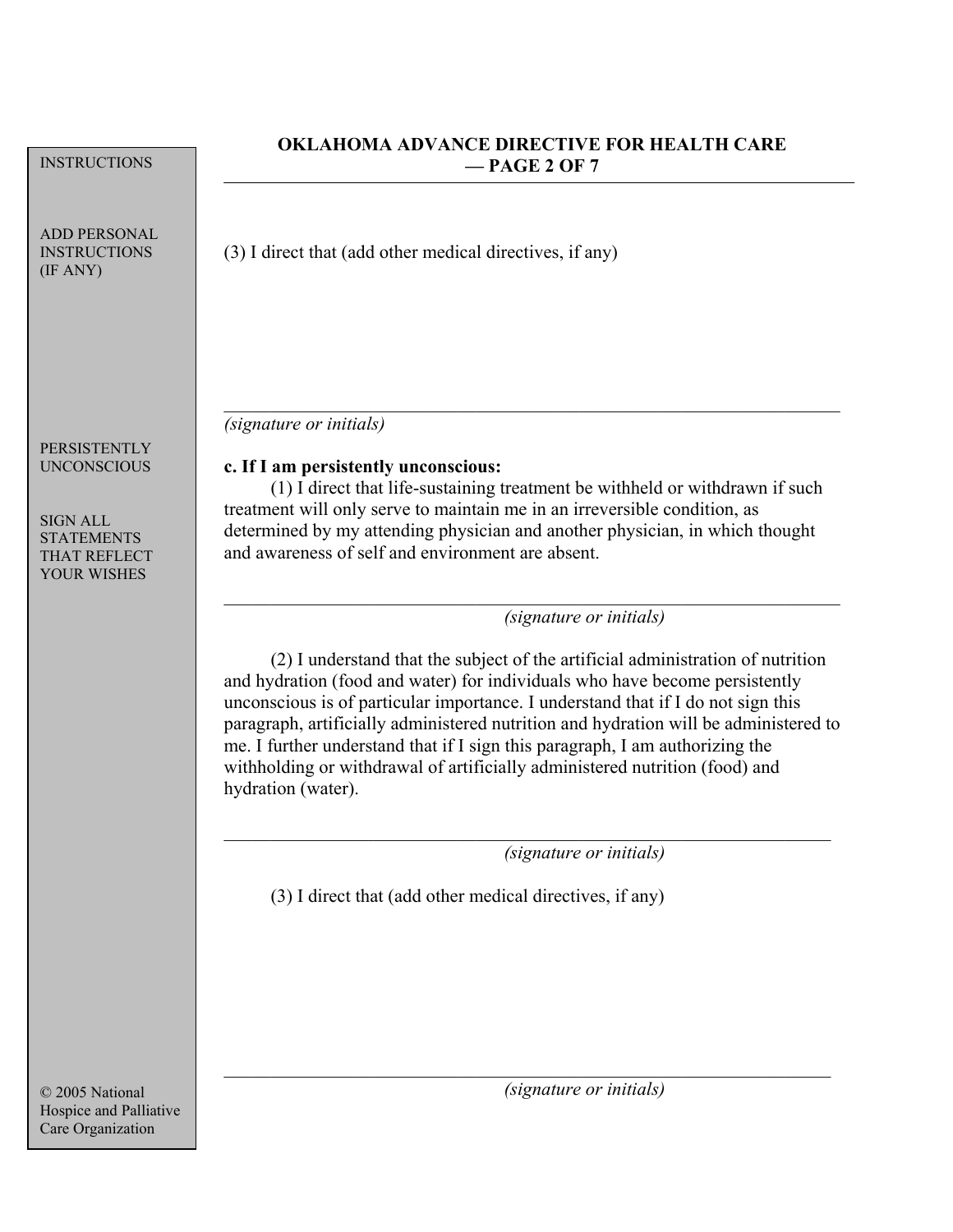INSTRUCTIONS

## OKLAHOMA ADVANCE DIRECTIVE FOR HEALTH CARE — PAGE 2 OF 7

ADD PERSONAL INSTRUCTIONS (IF ANY)

(3) I direct that (add other medical directives, if any)

\_\_\_\_\_\_\_\_\_\_\_\_\_\_\_\_\_\_\_\_\_\_\_\_\_\_\_\_\_\_\_\_\_\_\_\_\_\_\_\_\_\_\_\_\_\_\_\_\_\_\_\_\_\_

*(signature or initials)*

PERSISTENTLY UNCONSCIOUS

SIGN ALL STATEMENTS THAT REFLECT YOUR WISHES

**c. If I am persistently unconscious:**

(1) I direct that life-sustaining treatment be withheld or withdrawn if such treatment will only serve to maintain me in an irreversible condition, as determined by my attending physician and another physician, in which thought and awareness of self and environment are absent.

\_\_\_\_\_\_\_\_\_\_\_\_\_\_\_\_\_\_\_\_\_\_\_\_\_\_\_\_\_\_\_\_\_\_\_\_\_\_\_\_\_\_\_\_\_\_\_\_\_\_\_\_\_\_

*(signature or initials)*

(2) I understand that the subject of the artificial administration of nutrition and hydration (food and water) for individuals who have become persistently unconscious is of particular importance. I understand that if I do not sign this paragraph, artificially administered nutrition and hydration will be administered to me. I further understand that if I sign this paragraph, I am authorizing the withholding or withdrawal of artificially administered nutrition (food) and hydration (water).

\_\_\_\_\_\_\_\_\_\_\_\_\_\_\_\_\_\_\_\_\_\_\_\_\_\_\_\_\_\_\_\_\_\_\_\_\_\_\_\_\_\_\_\_\_\_\_\_\_\_\_\_\_\_

*(signature or initials)*

(3) I direct that (add other medical directives, if any)

\_\_\_\_\_\_\_\_\_\_\_\_\_\_\_\_\_\_\_\_\_\_\_\_\_\_\_\_\_\_\_\_\_\_\_\_\_\_\_\_\_\_\_\_\_\_\_\_\_\_\_\_\_\_

*(signature or initials)*

© 2005 National Hospice and Palliative Care Organization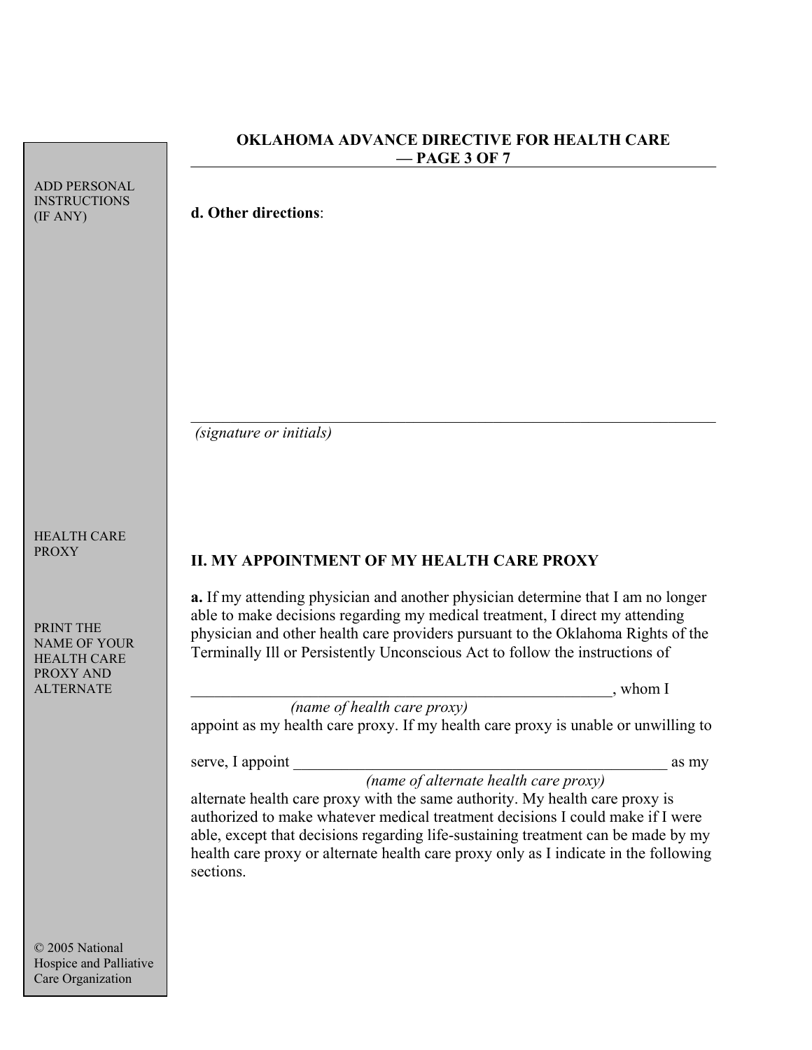ADD PERSONAL INSTRUCTIONS (IF ANY)

**d. Other directions**:

\_\_\_\_\_\_\_\_\_\_\_\_\_\_\_\_\_\_\_\_\_\_\_\_\_\_\_\_\_\_\_\_\_\_\_\_\_\_\_\_\_\_\_\_\_\_\_\_\_\_\_\_\_\_\_\_\_\_\_\_\_\_\_\_\_\_
*(signature or initials)*

HEALTH CARE PROXY

## II. MY APPOINTMENT OF MY HEALTH CARE PROXY

PRINT THE NAME OF YOUR HEALTH CARE PROXY AND ALTERNATE

**a.** If my attending physician and another physician determine that I am no longer able to make decisions regarding my medical treatment, I direct my attending physician and other health care providers pursuant to the Oklahoma Rights of the Terminally Ill or Persistently Unconscious Act to follow the instructions of

\_\_\_\_\_\_\_\_\_\_\_\_\_\_\_\_\_\_\_\_\_\_\_\_\_\_\_\_\_\_\_\_\_\_\_\_\_\_\_\_\_\_\_\_\_\_\_\_\_\_\_\_\_\_, whom I
*(name of health care proxy)*
appoint as my health care proxy. If my health care proxy is unable or unwilling to

serve, I appoint \_\_\_\_\_\_\_\_\_\_\_\_\_\_\_\_\_\_\_\_\_\_\_\_\_\_\_\_\_\_\_\_\_\_\_\_\_\_\_\_\_\_\_\_\_\_\_\_\_ as my
*(name of alternate health care proxy)*
alternate health care proxy with the same authority. My health care proxy is authorized to make whatever medical treatment decisions I could make if I were able, except that decisions regarding life-sustaining treatment can be made by my health care proxy or alternate health care proxy only as I indicate in the following sections.

© 2005 National Hospice and Palliative Care Organization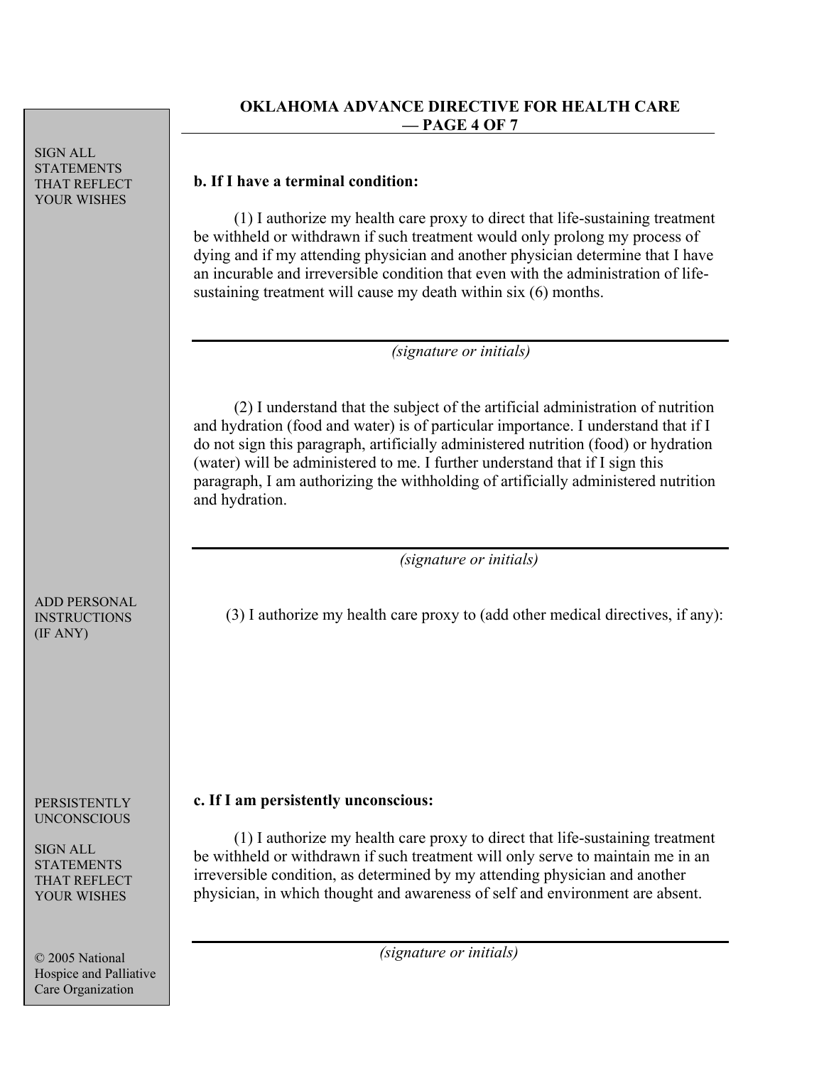SIGN ALL STATEMENTS THAT REFLECT YOUR WISHES

**b. If I have a terminal condition:**

(1) I authorize my health care proxy to direct that life-sustaining treatment be withheld or withdrawn if such treatment would only prolong my process of dying and if my attending physician and another physician determine that I have an incurable and irreversible condition that even with the administration of life-sustaining treatment will cause my death within six (6) months.

_______________________________________________

*(signature or initials)*

(2) I understand that the subject of the artificial administration of nutrition and hydration (food and water) is of particular importance. I understand that if I do not sign this paragraph, artificially administered nutrition (food) or hydration (water) will be administered to me. I further understand that if I sign this paragraph, I am authorizing the withholding of artificially administered nutrition and hydration.

_______________________________________________

*(signature or initials)*

ADD PERSONAL INSTRUCTIONS (IF ANY)

(3) I authorize my health care proxy to (add other medical directives, if any):

PERSISTENTLY UNCONSCIOUS

SIGN ALL STATEMENTS THAT REFLECT YOUR WISHES

**c. If I am persistently unconscious:**

(1) I authorize my health care proxy to direct that life-sustaining treatment be withheld or withdrawn if such treatment will only serve to maintain me in an irreversible condition, as determined by my attending physician and another physician, in which thought and awareness of self and environment are absent.

_______________________________________________

*(signature or initials)*

© 2005 National Hospice and Palliative Care Organization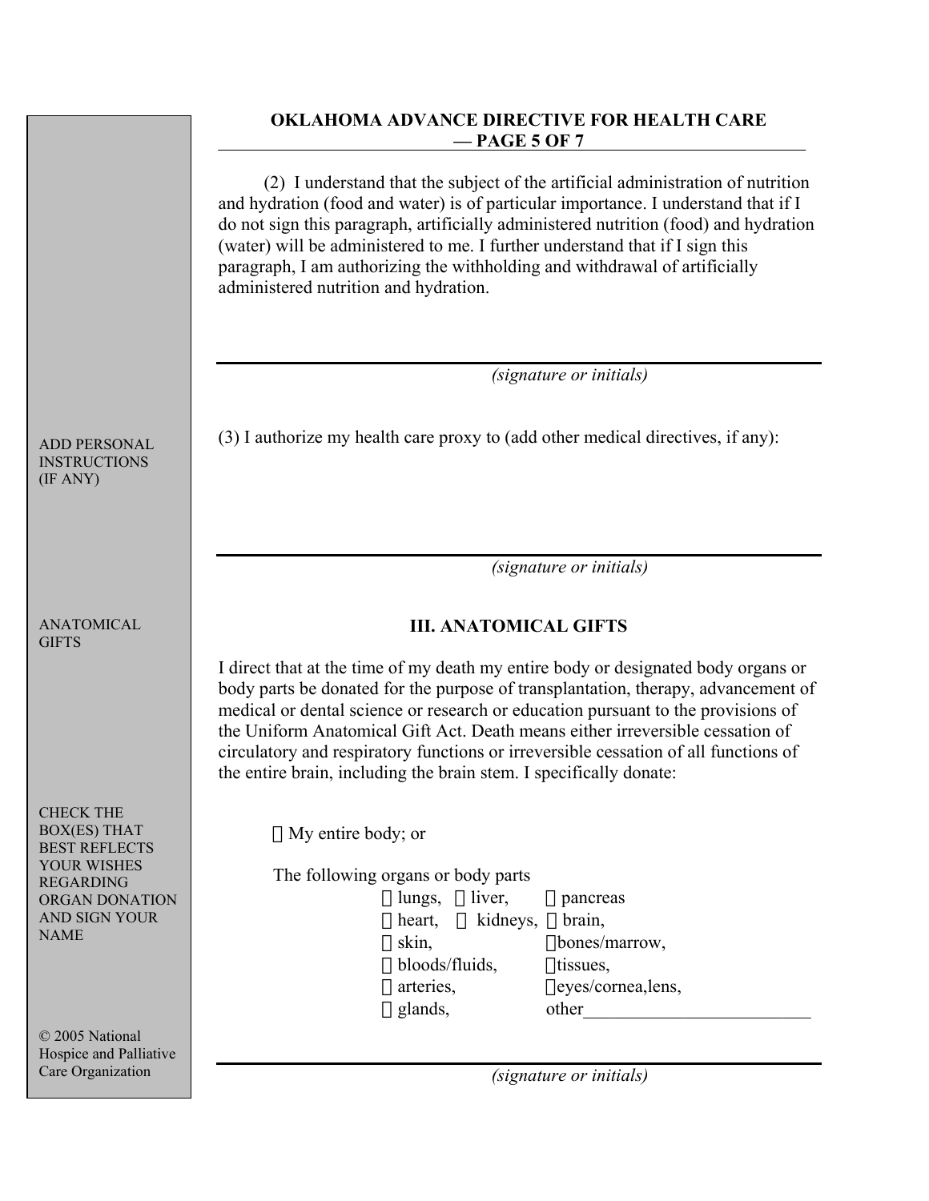**OKLAHOMA ADVANCE DIRECTIVE FOR HEALTH CARE — PAGE 5 OF 7**

(2) I understand that the subject of the artificial administration of nutrition and hydration (food and water) is of particular importance. I understand that if I do not sign this paragraph, artificially administered nutrition (food) and hydration (water) will be administered to me. I further understand that if I sign this paragraph, I am authorizing the withholding and withdrawal of artificially administered nutrition and hydration.

______________________________________________

*(signature or initials)*

ADD PERSONAL INSTRUCTIONS (IF ANY)

(3) I authorize my health care proxy to (add other medical directives, if any):

______________________________________________

*(signature or initials)*

ANATOMICAL GIFTS

## III. ANATOMICAL GIFTS

I direct that at the time of my death my entire body or designated body organs or body parts be donated for the purpose of transplantation, therapy, advancement of medical or dental science or research or education pursuant to the provisions of the Uniform Anatomical Gift Act. Death means either irreversible cessation of circulatory and respiratory functions or irreversible cessation of all functions of the entire brain, including the brain stem. I specifically donate:

CHECK THE BOX(ES) THAT BEST REFLECTS YOUR WISHES REGARDING ORGAN DONATION AND SIGN YOUR NAME

☐ My entire body; or

The following organs or body parts

☐ lungs, ☐ liver, ☐ pancreas
☐ heart, ☐ kidneys, ☐ brain,
☐ skin, ☐ bones/marrow,
☐ bloods/fluids, ☐ tissues,
☐ arteries, ☐ eyes/cornea,lens,
☐ glands, other_________________________

______________________________________________

*(signature or initials)*

© 2005 National Hospice and Palliative Care Organization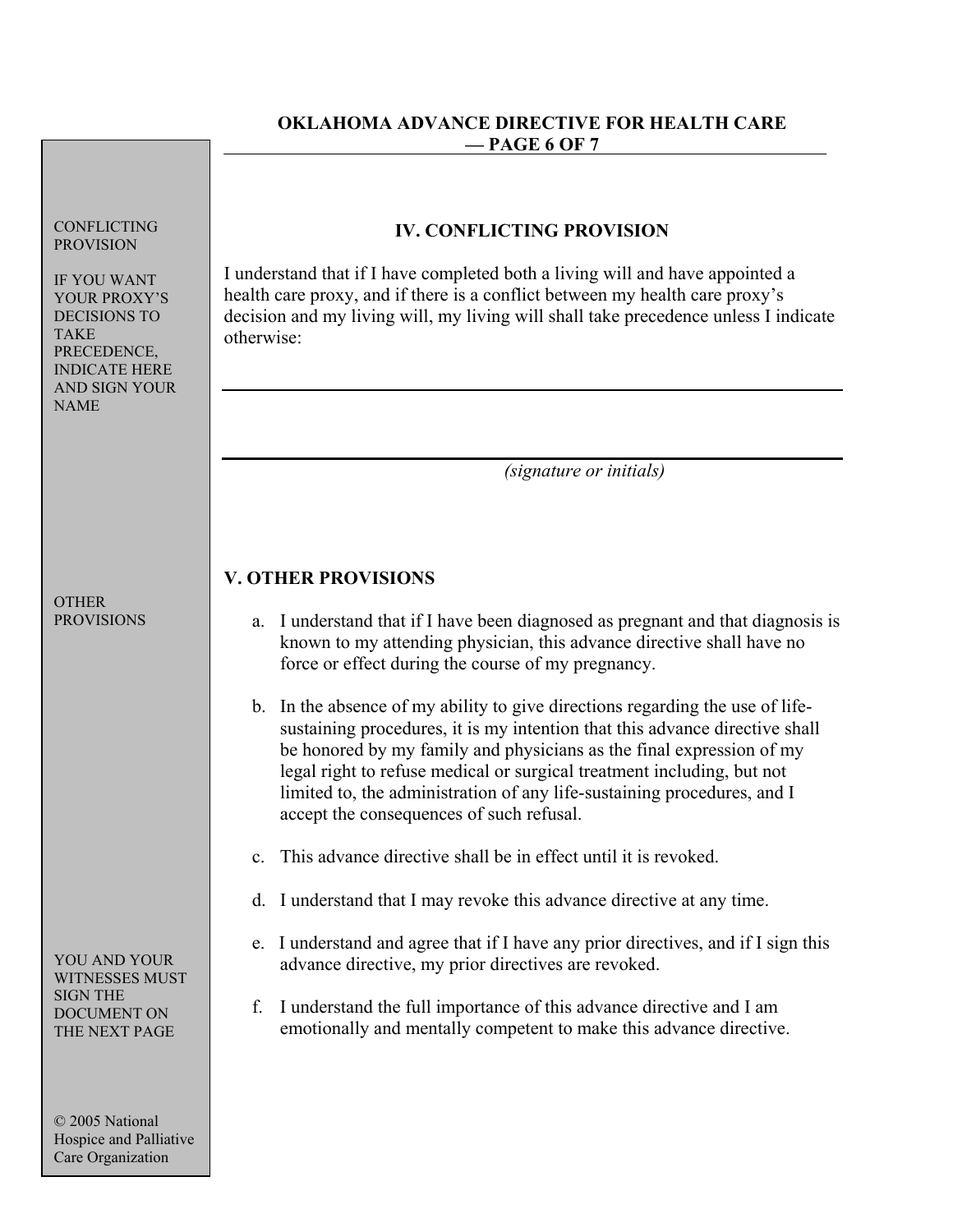# OKLAHOMA ADVANCE DIRECTIVE FOR HEALTH CARE

CONFLICTING PROVISION

IF YOU WANT YOUR PROXY'S DECISIONS TO TAKE PRECEDENCE, INDICATE HERE AND SIGN YOUR NAME

## IV. CONFLICTING PROVISION

I understand that if I have completed both a living will and have appointed a health care proxy, and if there is a conflict between my health care proxy's decision and my living will, my living will shall take precedence unless I indicate otherwise:

\_\_\_\_\_\_\_\_\_\_\_\_\_\_\_\_\_\_\_\_\_\_\_\_\_\_\_\_\_\_\_\_\_\_\_\_\_\_\_\_\_\_\_\_\_\_\_\_\_\_\_\_\_\_\_\_\_\_\_\_

\_\_\_\_\_\_\_\_\_\_\_\_\_\_\_\_\_\_\_\_\_\_\_\_\_\_\_\_\_\_\_\_\_\_\_\_\_\_\_\_\_\_\_\_\_\_\_\_\_\_\_\_\_\_\_\_\_\_\_\_

*(signature or initials)*

OTHER PROVISIONS

## V. OTHER PROVISIONS

a. I understand that if I have been diagnosed as pregnant and that diagnosis is known to my attending physician, this advance directive shall have no force or effect during the course of my pregnancy.

b. In the absence of my ability to give directions regarding the use of life-sustaining procedures, it is my intention that this advance directive shall be honored by my family and physicians as the final expression of my legal right to refuse medical or surgical treatment including, but not limited to, the administration of any life-sustaining procedures, and I accept the consequences of such refusal.

c. This advance directive shall be in effect until it is revoked.

d. I understand that I may revoke this advance directive at any time.

e. I understand and agree that if I have any prior directives, and if I sign this advance directive, my prior directives are revoked.

f. I understand the full importance of this advance directive and I am emotionally and mentally competent to make this advance directive.

YOU AND YOUR WITNESSES MUST SIGN THE DOCUMENT ON THE NEXT PAGE

© 2005 National Hospice and Palliative Care Organization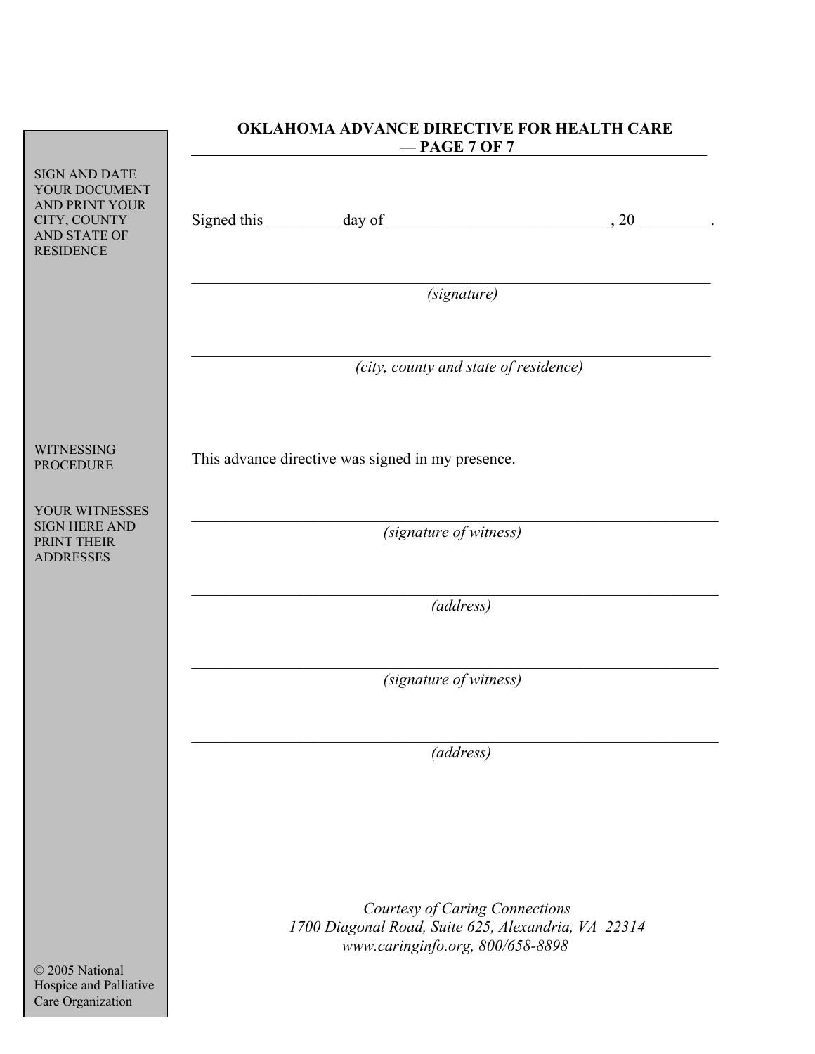# OKLAHOMA ADVANCE DIRECTIVE FOR HEALTH CARE

SIGN AND DATE YOUR DOCUMENT AND PRINT YOUR CITY, COUNTY AND STATE OF RESIDENCE

Signed this _________ day of ___________________________, 20 _________.

_________________________________________________________________

*(signature)*

_________________________________________________________________

*(city, county and state of residence)*

WITNESSING PROCEDURE

YOUR WITNESSES SIGN HERE AND PRINT THEIR ADDRESSES

This advance directive was signed in my presence.

_________________________________________________________________

*(signature of witness)*

_________________________________________________________________

*(address)*

_________________________________________________________________

*(signature of witness)*

_________________________________________________________________

*(address)*

*Courtesy of Caring Connections*
*1700 Diagonal Road, Suite 625, Alexandria, VA 22314*
*www.caringinfo.org, 800/658-8898*

© 2005 National Hospice and Palliative Care Organization